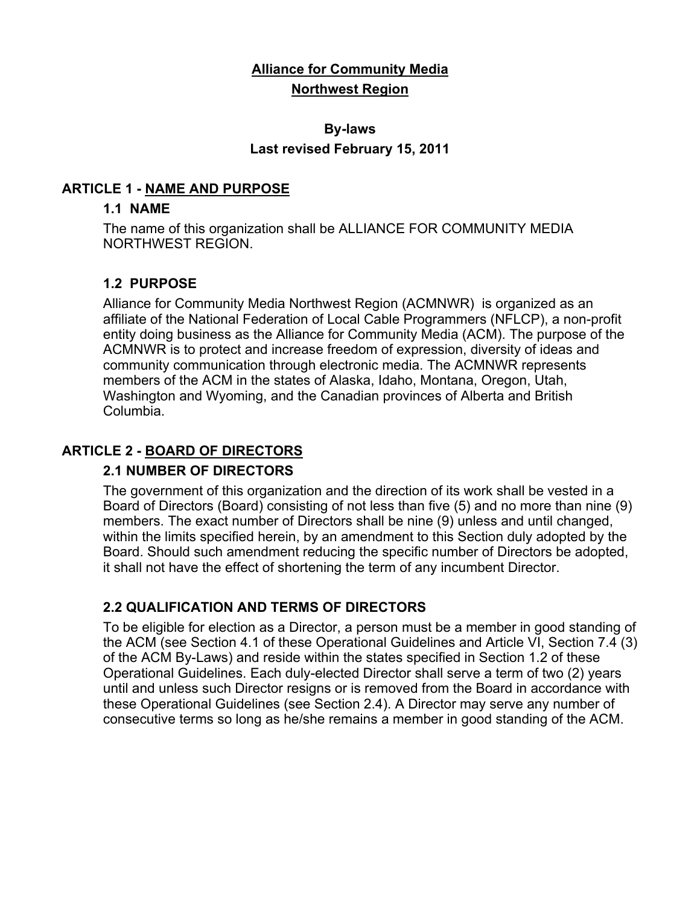# Alliance for Community Media
# Northwest Region

## By-laws
## Last revised February 15, 2011

## ARTICLE 1 - NAME AND PURPOSE

### 1.1 NAME

The name of this organization shall be ALLIANCE FOR COMMUNITY MEDIA NORTHWEST REGION.

### 1.2 PURPOSE

Alliance for Community Media Northwest Region (ACMNWR) is organized as an affiliate of the National Federation of Local Cable Programmers (NFLCP), a non-profit entity doing business as the Alliance for Community Media (ACM). The purpose of the ACMNWR is to protect and increase freedom of expression, diversity of ideas and community communication through electronic media. The ACMNWR represents members of the ACM in the states of Alaska, Idaho, Montana, Oregon, Utah, Washington and Wyoming, and the Canadian provinces of Alberta and British Columbia.

## ARTICLE 2 - BOARD OF DIRECTORS

### 2.1 NUMBER OF DIRECTORS

The government of this organization and the direction of its work shall be vested in a Board of Directors (Board) consisting of not less than five (5) and no more than nine (9) members. The exact number of Directors shall be nine (9) unless and until changed, within the limits specified herein, by an amendment to this Section duly adopted by the Board. Should such amendment reducing the specific number of Directors be adopted, it shall not have the effect of shortening the term of any incumbent Director.

### 2.2 QUALIFICATION AND TERMS OF DIRECTORS

To be eligible for election as a Director, a person must be a member in good standing of the ACM (see Section 4.1 of these Operational Guidelines and Article VI, Section 7.4 (3) of the ACM By-Laws) and reside within the states specified in Section 1.2 of these Operational Guidelines. Each duly-elected Director shall serve a term of two (2) years until and unless such Director resigns or is removed from the Board in accordance with these Operational Guidelines (see Section 2.4). A Director may serve any number of consecutive terms so long as he/she remains a member in good standing of the ACM.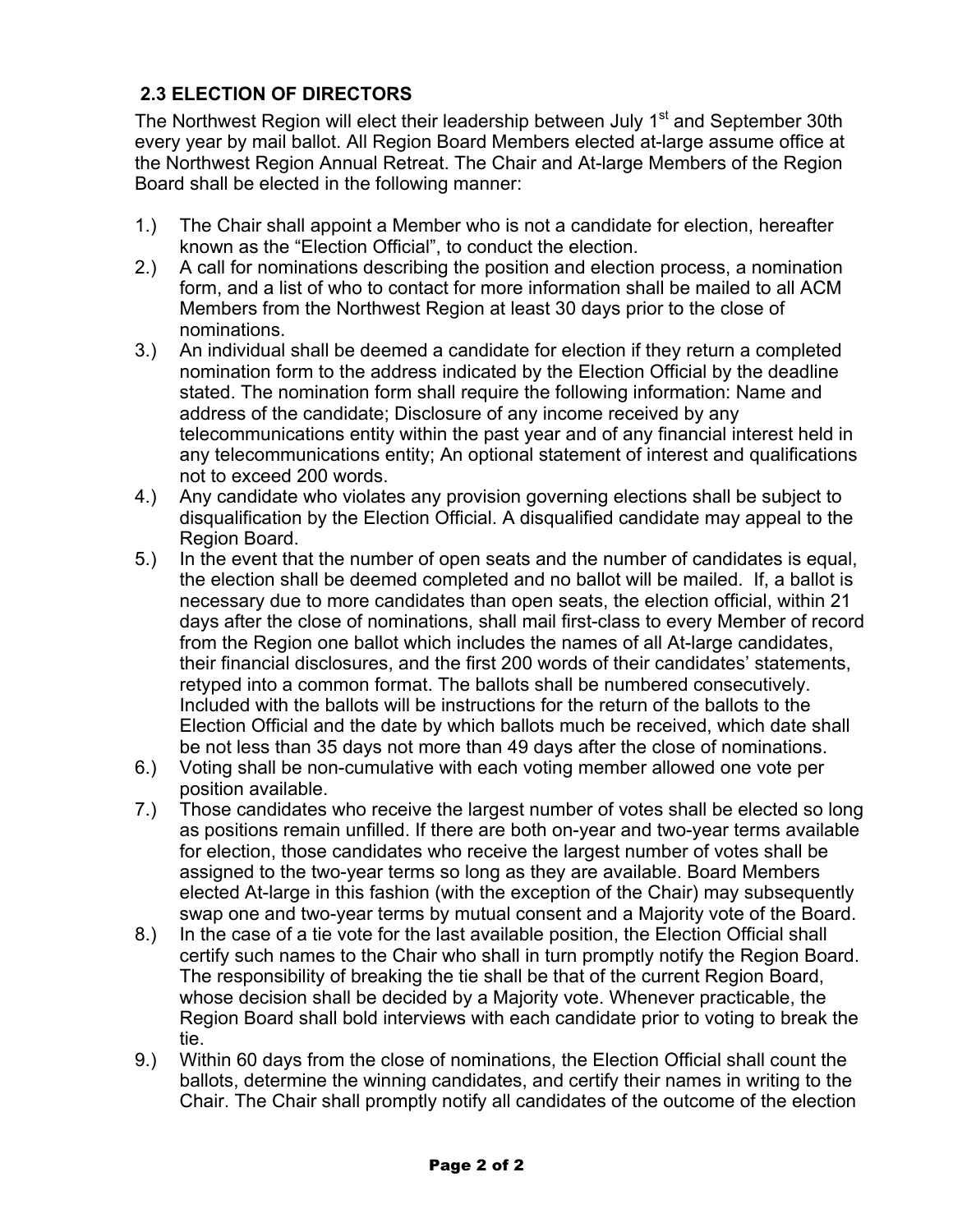## 2.3 ELECTION OF DIRECTORS

The Northwest Region will elect their leadership between July 1st and September 30th every year by mail ballot. All Region Board Members elected at-large assume office at the Northwest Region Annual Retreat. The Chair and At-large Members of the Region Board shall be elected in the following manner:

1.) The Chair shall appoint a Member who is not a candidate for election, hereafter known as the "Election Official", to conduct the election.
2.) A call for nominations describing the position and election process, a nomination form, and a list of who to contact for more information shall be mailed to all ACM Members from the Northwest Region at least 30 days prior to the close of nominations.
3.) An individual shall be deemed a candidate for election if they return a completed nomination form to the address indicated by the Election Official by the deadline stated. The nomination form shall require the following information: Name and address of the candidate; Disclosure of any income received by any telecommunications entity within the past year and of any financial interest held in any telecommunications entity; An optional statement of interest and qualifications not to exceed 200 words.
4.) Any candidate who violates any provision governing elections shall be subject to disqualification by the Election Official. A disqualified candidate may appeal to the Region Board.
5.) In the event that the number of open seats and the number of candidates is equal, the election shall be deemed completed and no ballot will be mailed. If, a ballot is necessary due to more candidates than open seats, the election official, within 21 days after the close of nominations, shall mail first-class to every Member of record from the Region one ballot which includes the names of all At-large candidates, their financial disclosures, and the first 200 words of their candidates' statements, retyped into a common format. The ballots shall be numbered consecutively. Included with the ballots will be instructions for the return of the ballots to the Election Official and the date by which ballots much be received, which date shall be not less than 35 days not more than 49 days after the close of nominations.
6.) Voting shall be non-cumulative with each voting member allowed one vote per position available.
7.) Those candidates who receive the largest number of votes shall be elected so long as positions remain unfilled. If there are both on-year and two-year terms available for election, those candidates who receive the largest number of votes shall be assigned to the two-year terms so long as they are available. Board Members elected At-large in this fashion (with the exception of the Chair) may subsequently swap one and two-year terms by mutual consent and a Majority vote of the Board.
8.) In the case of a tie vote for the last available position, the Election Official shall certify such names to the Chair who shall in turn promptly notify the Region Board. The responsibility of breaking the tie shall be that of the current Region Board, whose decision shall be decided by a Majority vote. Whenever practicable, the Region Board shall bold interviews with each candidate prior to voting to break the tie.
9.) Within 60 days from the close of nominations, the Election Official shall count the ballots, determine the winning candidates, and certify their names in writing to the Chair. The Chair shall promptly notify all candidates of the outcome of the election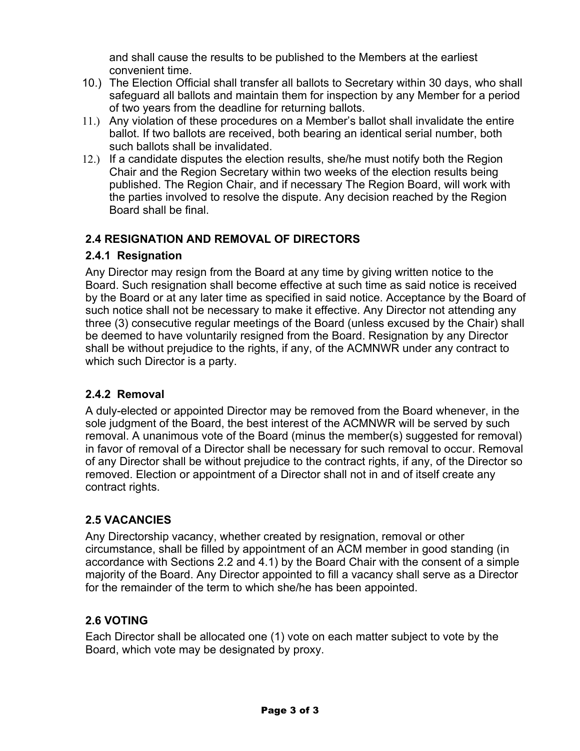and shall cause the results to be published to the Members at the earliest convenient time.

10.) The Election Official shall transfer all ballots to Secretary within 30 days, who shall safeguard all ballots and maintain them for inspection by any Member for a period of two years from the deadline for returning ballots.
11.) Any violation of these procedures on a Member's ballot shall invalidate the entire ballot. If two ballots are received, both bearing an identical serial number, both such ballots shall be invalidated.
12.) If a candidate disputes the election results, she/he must notify both the Region Chair and the Region Secretary within two weeks of the election results being published. The Region Chair, and if necessary The Region Board, will work with the parties involved to resolve the dispute. Any decision reached by the Region Board shall be final.

### 2.4 RESIGNATION AND REMOVAL OF DIRECTORS

#### 2.4.1 Resignation

Any Director may resign from the Board at any time by giving written notice to the Board. Such resignation shall become effective at such time as said notice is received by the Board or at any later time as specified in said notice. Acceptance by the Board of such notice shall not be necessary to make it effective. Any Director not attending any three (3) consecutive regular meetings of the Board (unless excused by the Chair) shall be deemed to have voluntarily resigned from the Board. Resignation by any Director shall be without prejudice to the rights, if any, of the ACMNWR under any contract to which such Director is a party.

#### 2.4.2 Removal

A duly-elected or appointed Director may be removed from the Board whenever, in the sole judgment of the Board, the best interest of the ACMNWR will be served by such removal. A unanimous vote of the Board (minus the member(s) suggested for removal) in favor of removal of a Director shall be necessary for such removal to occur. Removal of any Director shall be without prejudice to the contract rights, if any, of the Director so removed. Election or appointment of a Director shall not in and of itself create any contract rights.

### 2.5 VACANCIES

Any Directorship vacancy, whether created by resignation, removal or other circumstance, shall be filled by appointment of an ACM member in good standing (in accordance with Sections 2.2 and 4.1) by the Board Chair with the consent of a simple majority of the Board. Any Director appointed to fill a vacancy shall serve as a Director for the remainder of the term to which she/he has been appointed.

### 2.6 VOTING

Each Director shall be allocated one (1) vote on each matter subject to vote by the Board, which vote may be designated by proxy.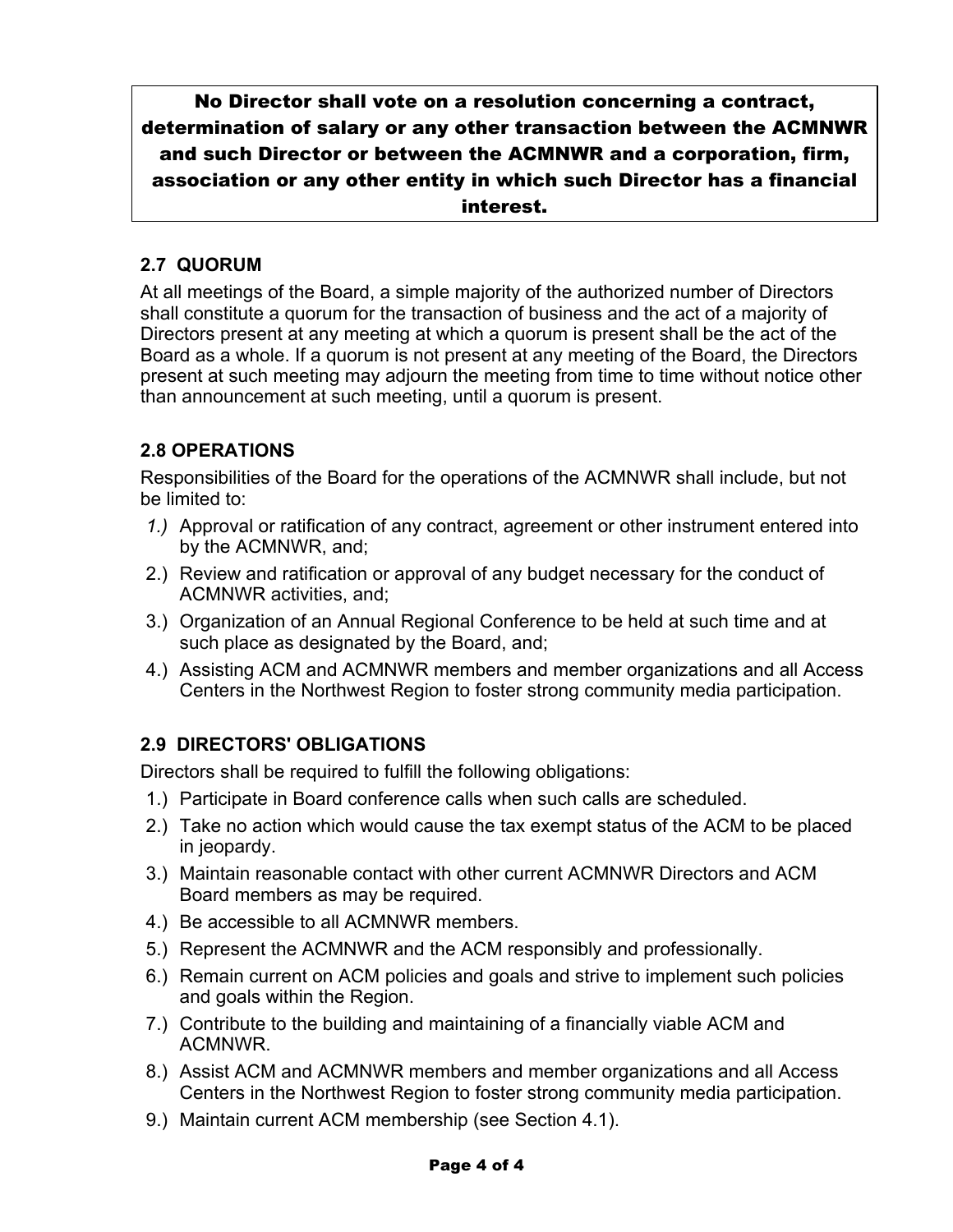**No Director shall vote on a resolution concerning a contract, determination of salary or any other transaction between the ACMNWR and such Director or between the ACMNWR and a corporation, firm, association or any other entity in which such Director has a financial interest.**

### 2.7 QUORUM

At all meetings of the Board, a simple majority of the authorized number of Directors shall constitute a quorum for the transaction of business and the act of a majority of Directors present at any meeting at which a quorum is present shall be the act of the Board as a whole. If a quorum is not present at any meeting of the Board, the Directors present at such meeting may adjourn the meeting from time to time without notice other than announcement at such meeting, until a quorum is present.

### 2.8 OPERATIONS

Responsibilities of the Board for the operations of the ACMNWR shall include, but not be limited to:

1.) Approval or ratification of any contract, agreement or other instrument entered into by the ACMNWR, and;
2.) Review and ratification or approval of any budget necessary for the conduct of ACMNWR activities, and;
3.) Organization of an Annual Regional Conference to be held at such time and at such place as designated by the Board, and;
4.) Assisting ACM and ACMNWR members and member organizations and all Access Centers in the Northwest Region to foster strong community media participation.

### 2.9 DIRECTORS' OBLIGATIONS

Directors shall be required to fulfill the following obligations:

1.) Participate in Board conference calls when such calls are scheduled.
2.) Take no action which would cause the tax exempt status of the ACM to be placed in jeopardy.
3.) Maintain reasonable contact with other current ACMNWR Directors and ACM Board members as may be required.
4.) Be accessible to all ACMNWR members.
5.) Represent the ACMNWR and the ACM responsibly and professionally.
6.) Remain current on ACM policies and goals and strive to implement such policies and goals within the Region.
7.) Contribute to the building and maintaining of a financially viable ACM and ACMNWR.
8.) Assist ACM and ACMNWR members and member organizations and all Access Centers in the Northwest Region to foster strong community media participation.
9.) Maintain current ACM membership (see Section 4.1).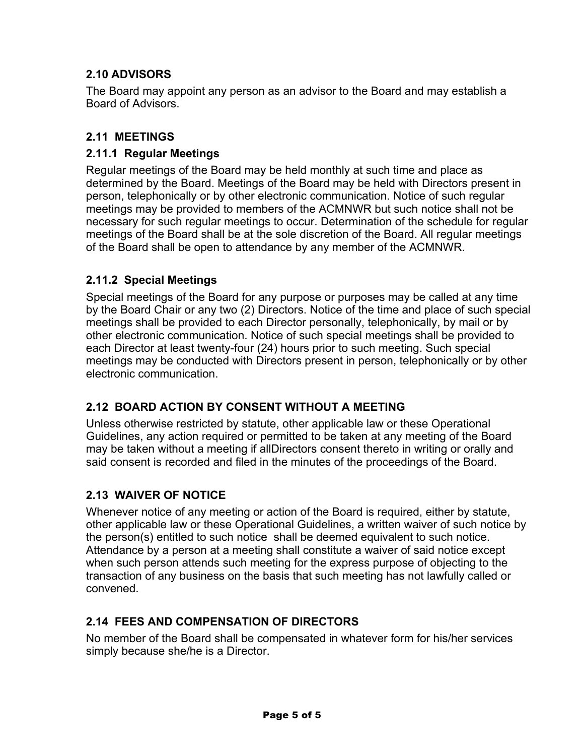## 2.10 ADVISORS

The Board may appoint any person as an advisor to the Board and may establish a Board of Advisors.

## 2.11 MEETINGS

### 2.11.1 Regular Meetings

Regular meetings of the Board may be held monthly at such time and place as determined by the Board. Meetings of the Board may be held with Directors present in person, telephonically or by other electronic communication. Notice of such regular meetings may be provided to members of the ACMNWR but such notice shall not be necessary for such regular meetings to occur. Determination of the schedule for regular meetings of the Board shall be at the sole discretion of the Board. All regular meetings of the Board shall be open to attendance by any member of the ACMNWR.

### 2.11.2 Special Meetings

Special meetings of the Board for any purpose or purposes may be called at any time by the Board Chair or any two (2) Directors. Notice of the time and place of such special meetings shall be provided to each Director personally, telephonically, by mail or by other electronic communication. Notice of such special meetings shall be provided to each Director at least twenty-four (24) hours prior to such meeting. Such special meetings may be conducted with Directors present in person, telephonically or by other electronic communication.

## 2.12 BOARD ACTION BY CONSENT WITHOUT A MEETING

Unless otherwise restricted by statute, other applicable law or these Operational Guidelines, any action required or permitted to be taken at any meeting of the Board may be taken without a meeting if allDirectors consent thereto in writing or orally and said consent is recorded and filed in the minutes of the proceedings of the Board.

## 2.13 WAIVER OF NOTICE

Whenever notice of any meeting or action of the Board is required, either by statute, other applicable law or these Operational Guidelines, a written waiver of such notice by the person(s) entitled to such notice shall be deemed equivalent to such notice. Attendance by a person at a meeting shall constitute a waiver of said notice except when such person attends such meeting for the express purpose of objecting to the transaction of any business on the basis that such meeting has not lawfully called or convened.

## 2.14 FEES AND COMPENSATION OF DIRECTORS

No member of the Board shall be compensated in whatever form for his/her services simply because she/he is a Director.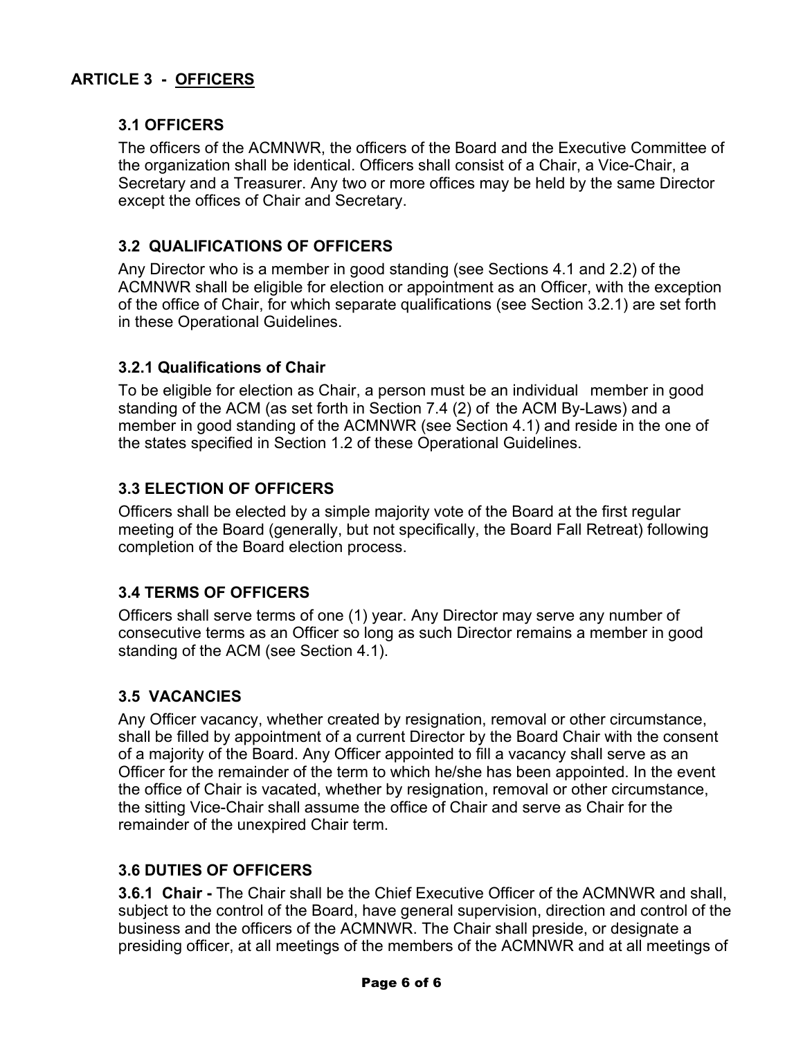# ARTICLE 3 - OFFICERS

### 3.1 OFFICERS

The officers of the ACMNWR, the officers of the Board and the Executive Committee of the organization shall be identical. Officers shall consist of a Chair, a Vice-Chair, a Secretary and a Treasurer. Any two or more offices may be held by the same Director except the offices of Chair and Secretary.

### 3.2 QUALIFICATIONS OF OFFICERS

Any Director who is a member in good standing (see Sections 4.1 and 2.2) of the ACMNWR shall be eligible for election or appointment as an Officer, with the exception of the office of Chair, for which separate qualifications (see Section 3.2.1) are set forth in these Operational Guidelines.

#### 3.2.1 Qualifications of Chair

To be eligible for election as Chair, a person must be an individual member in good standing of the ACM (as set forth in Section 7.4 (2) of the ACM By-Laws) and a member in good standing of the ACMNWR (see Section 4.1) and reside in the one of the states specified in Section 1.2 of these Operational Guidelines.

### 3.3 ELECTION OF OFFICERS

Officers shall be elected by a simple majority vote of the Board at the first regular meeting of the Board (generally, but not specifically, the Board Fall Retreat) following completion of the Board election process.

### 3.4 TERMS OF OFFICERS

Officers shall serve terms of one (1) year. Any Director may serve any number of consecutive terms as an Officer so long as such Director remains a member in good standing of the ACM (see Section 4.1).

### 3.5 VACANCIES

Any Officer vacancy, whether created by resignation, removal or other circumstance, shall be filled by appointment of a current Director by the Board Chair with the consent of a majority of the Board. Any Officer appointed to fill a vacancy shall serve as an Officer for the remainder of the term to which he/she has been appointed. In the event the office of Chair is vacated, whether by resignation, removal or other circumstance, the sitting Vice-Chair shall assume the office of Chair and serve as Chair for the remainder of the unexpired Chair term.

### 3.6 DUTIES OF OFFICERS

**3.6.1 Chair -** The Chair shall be the Chief Executive Officer of the ACMNWR and shall, subject to the control of the Board, have general supervision, direction and control of the business and the officers of the ACMNWR. The Chair shall preside, or designate a presiding officer, at all meetings of the members of the ACMNWR and at all meetings of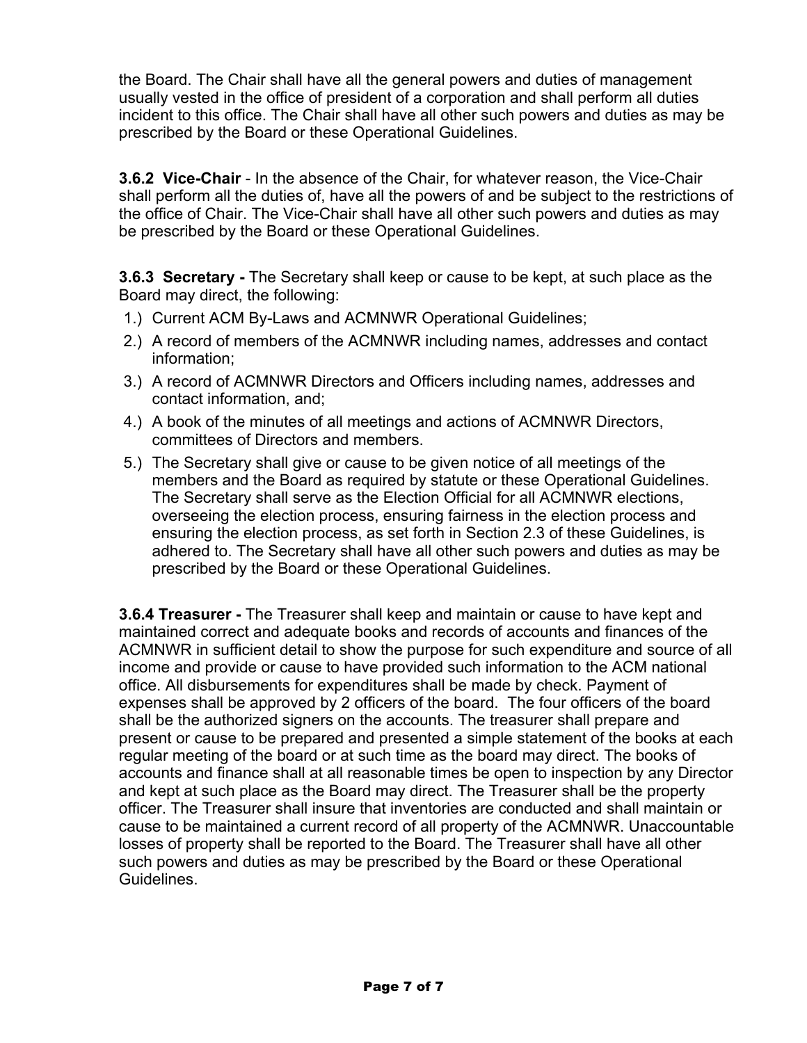the Board. The Chair shall have all the general powers and duties of management usually vested in the office of president of a corporation and shall perform all duties incident to this office. The Chair shall have all other such powers and duties as may be prescribed by the Board or these Operational Guidelines.

**3.6.2 Vice-Chair** - In the absence of the Chair, for whatever reason, the Vice-Chair shall perform all the duties of, have all the powers of and be subject to the restrictions of the office of Chair. The Vice-Chair shall have all other such powers and duties as may be prescribed by the Board or these Operational Guidelines.

**3.6.3 Secretary -** The Secretary shall keep or cause to be kept, at such place as the Board may direct, the following:

1.) Current ACM By-Laws and ACMNWR Operational Guidelines;
2.) A record of members of the ACMNWR including names, addresses and contact information;
3.) A record of ACMNWR Directors and Officers including names, addresses and contact information, and;
4.) A book of the minutes of all meetings and actions of ACMNWR Directors, committees of Directors and members.
5.) The Secretary shall give or cause to be given notice of all meetings of the members and the Board as required by statute or these Operational Guidelines. The Secretary shall serve as the Election Official for all ACMNWR elections, overseeing the election process, ensuring fairness in the election process and ensuring the election process, as set forth in Section 2.3 of these Guidelines, is adhered to. The Secretary shall have all other such powers and duties as may be prescribed by the Board or these Operational Guidelines.

**3.6.4 Treasurer -** The Treasurer shall keep and maintain or cause to have kept and maintained correct and adequate books and records of accounts and finances of the ACMNWR in sufficient detail to show the purpose for such expenditure and source of all income and provide or cause to have provided such information to the ACM national office. All disbursements for expenditures shall be made by check. Payment of expenses shall be approved by 2 officers of the board. The four officers of the board shall be the authorized signers on the accounts. The treasurer shall prepare and present or cause to be prepared and presented a simple statement of the books at each regular meeting of the board or at such time as the board may direct. The books of accounts and finance shall at all reasonable times be open to inspection by any Director and kept at such place as the Board may direct. The Treasurer shall be the property officer. The Treasurer shall insure that inventories are conducted and shall maintain or cause to be maintained a current record of all property of the ACMNWR. Unaccountable losses of property shall be reported to the Board. The Treasurer shall have all other such powers and duties as may be prescribed by the Board or these Operational Guidelines.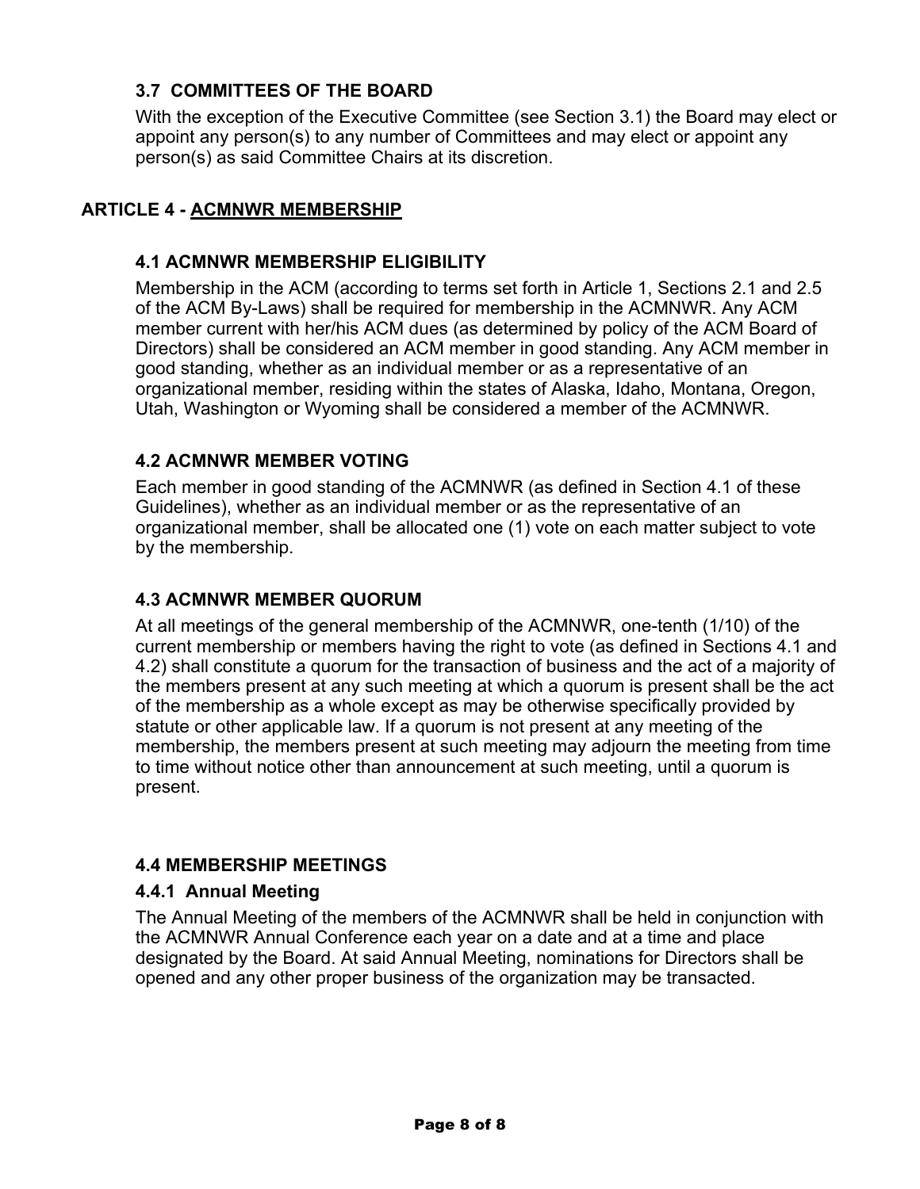### 3.7 COMMITTEES OF THE BOARD

With the exception of the Executive Committee (see Section 3.1) the Board may elect or appoint any person(s) to any number of Committees and may elect or appoint any person(s) as said Committee Chairs at its discretion.

## ARTICLE 4 - <u>ACMNWR MEMBERSHIP</u>

### 4.1 ACMNWR MEMBERSHIP ELIGIBILITY

Membership in the ACM (according to terms set forth in Article 1, Sections 2.1 and 2.5 of the ACM By-Laws) shall be required for membership in the ACMNWR. Any ACM member current with her/his ACM dues (as determined by policy of the ACM Board of Directors) shall be considered an ACM member in good standing. Any ACM member in good standing, whether as an individual member or as a representative of an organizational member, residing within the states of Alaska, Idaho, Montana, Oregon, Utah, Washington or Wyoming shall be considered a member of the ACMNWR.

### 4.2 ACMNWR MEMBER VOTING

Each member in good standing of the ACMNWR (as defined in Section 4.1 of these Guidelines), whether as an individual member or as the representative of an organizational member, shall be allocated one (1) vote on each matter subject to vote by the membership.

### 4.3 ACMNWR MEMBER QUORUM

At all meetings of the general membership of the ACMNWR, one-tenth (1/10) of the current membership or members having the right to vote (as defined in Sections 4.1 and 4.2) shall constitute a quorum for the transaction of business and the act of a majority of the members present at any such meeting at which a quorum is present shall be the act of the membership as a whole except as may be otherwise specifically provided by statute or other applicable law. If a quorum is not present at any meeting of the membership, the members present at such meeting may adjourn the meeting from time to time without notice other than announcement at such meeting, until a quorum is present.

### 4.4 MEMBERSHIP MEETINGS

#### 4.4.1 Annual Meeting

The Annual Meeting of the members of the ACMNWR shall be held in conjunction with the ACMNWR Annual Conference each year on a date and at a time and place designated by the Board. At said Annual Meeting, nominations for Directors shall be opened and any other proper business of the organization may be transacted.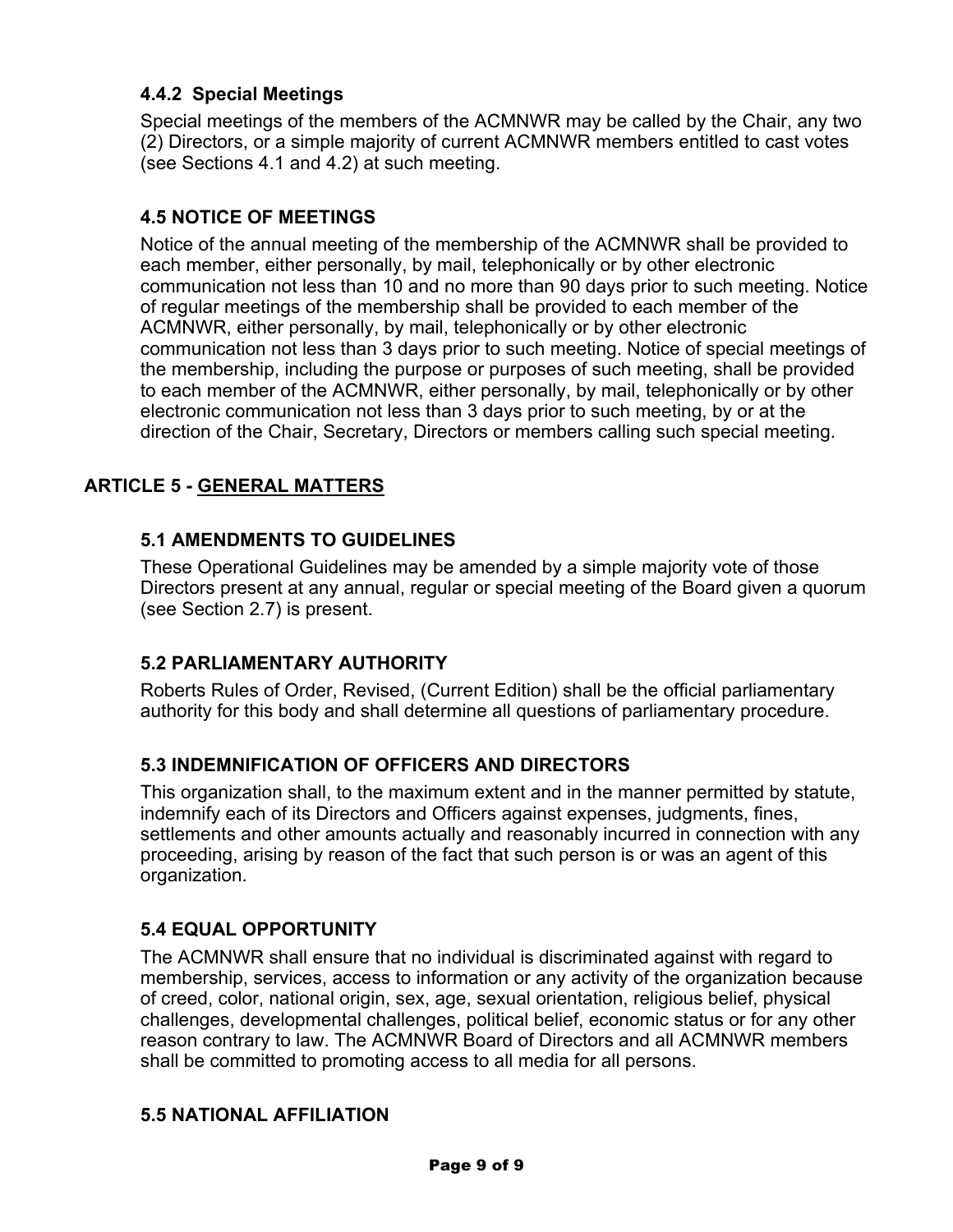#### 4.4.2 Special Meetings

Special meetings of the members of the ACMNWR may be called by the Chair, any two (2) Directors, or a simple majority of current ACMNWR members entitled to cast votes (see Sections 4.1 and 4.2) at such meeting.

### 4.5 NOTICE OF MEETINGS

Notice of the annual meeting of the membership of the ACMNWR shall be provided to each member, either personally, by mail, telephonically or by other electronic communication not less than 10 and no more than 90 days prior to such meeting. Notice of regular meetings of the membership shall be provided to each member of the ACMNWR, either personally, by mail, telephonically or by other electronic communication not less than 3 days prior to such meeting. Notice of special meetings of the membership, including the purpose or purposes of such meeting, shall be provided to each member of the ACMNWR, either personally, by mail, telephonically or by other electronic communication not less than 3 days prior to such meeting, by or at the direction of the Chair, Secretary, Directors or members calling such special meeting.

## ARTICLE 5 - GENERAL MATTERS

### 5.1 AMENDMENTS TO GUIDELINES

These Operational Guidelines may be amended by a simple majority vote of those Directors present at any annual, regular or special meeting of the Board given a quorum (see Section 2.7) is present.

### 5.2 PARLIAMENTARY AUTHORITY

Roberts Rules of Order, Revised, (Current Edition) shall be the official parliamentary authority for this body and shall determine all questions of parliamentary procedure.

### 5.3 INDEMNIFICATION OF OFFICERS AND DIRECTORS

This organization shall, to the maximum extent and in the manner permitted by statute, indemnify each of its Directors and Officers against expenses, judgments, fines, settlements and other amounts actually and reasonably incurred in connection with any proceeding, arising by reason of the fact that such person is or was an agent of this organization.

### 5.4 EQUAL OPPORTUNITY

The ACMNWR shall ensure that no individual is discriminated against with regard to membership, services, access to information or any activity of the organization because of creed, color, national origin, sex, age, sexual orientation, religious belief, physical challenges, developmental challenges, political belief, economic status or for any other reason contrary to law. The ACMNWR Board of Directors and all ACMNWR members shall be committed to promoting access to all media for all persons.

### 5.5 NATIONAL AFFILIATION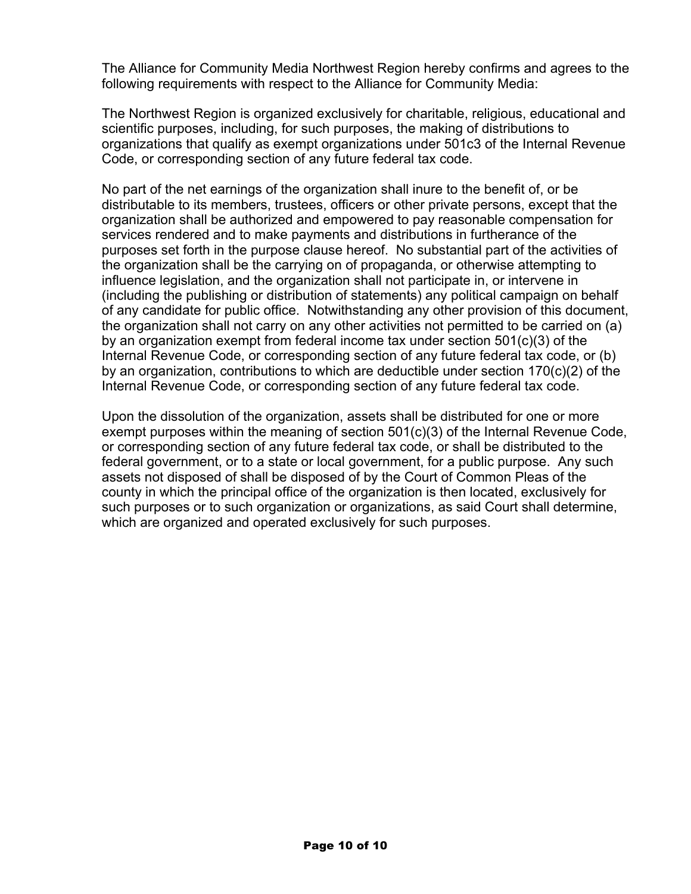The Alliance for Community Media Northwest Region hereby confirms and agrees to the following requirements with respect to the Alliance for Community Media:

The Northwest Region is organized exclusively for charitable, religious, educational and scientific purposes, including, for such purposes, the making of distributions to organizations that qualify as exempt organizations under 501c3 of the Internal Revenue Code, or corresponding section of any future federal tax code.

No part of the net earnings of the organization shall inure to the benefit of, or be distributable to its members, trustees, officers or other private persons, except that the organization shall be authorized and empowered to pay reasonable compensation for services rendered and to make payments and distributions in furtherance of the purposes set forth in the purpose clause hereof. No substantial part of the activities of the organization shall be the carrying on of propaganda, or otherwise attempting to influence legislation, and the organization shall not participate in, or intervene in (including the publishing or distribution of statements) any political campaign on behalf of any candidate for public office. Notwithstanding any other provision of this document, the organization shall not carry on any other activities not permitted to be carried on (a) by an organization exempt from federal income tax under section 501(c)(3) of the Internal Revenue Code, or corresponding section of any future federal tax code, or (b) by an organization, contributions to which are deductible under section 170(c)(2) of the Internal Revenue Code, or corresponding section of any future federal tax code.

Upon the dissolution of the organization, assets shall be distributed for one or more exempt purposes within the meaning of section 501(c)(3) of the Internal Revenue Code, or corresponding section of any future federal tax code, or shall be distributed to the federal government, or to a state or local government, for a public purpose. Any such assets not disposed of shall be disposed of by the Court of Common Pleas of the county in which the principal office of the organization is then located, exclusively for such purposes or to such organization or organizations, as said Court shall determine, which are organized and operated exclusively for such purposes.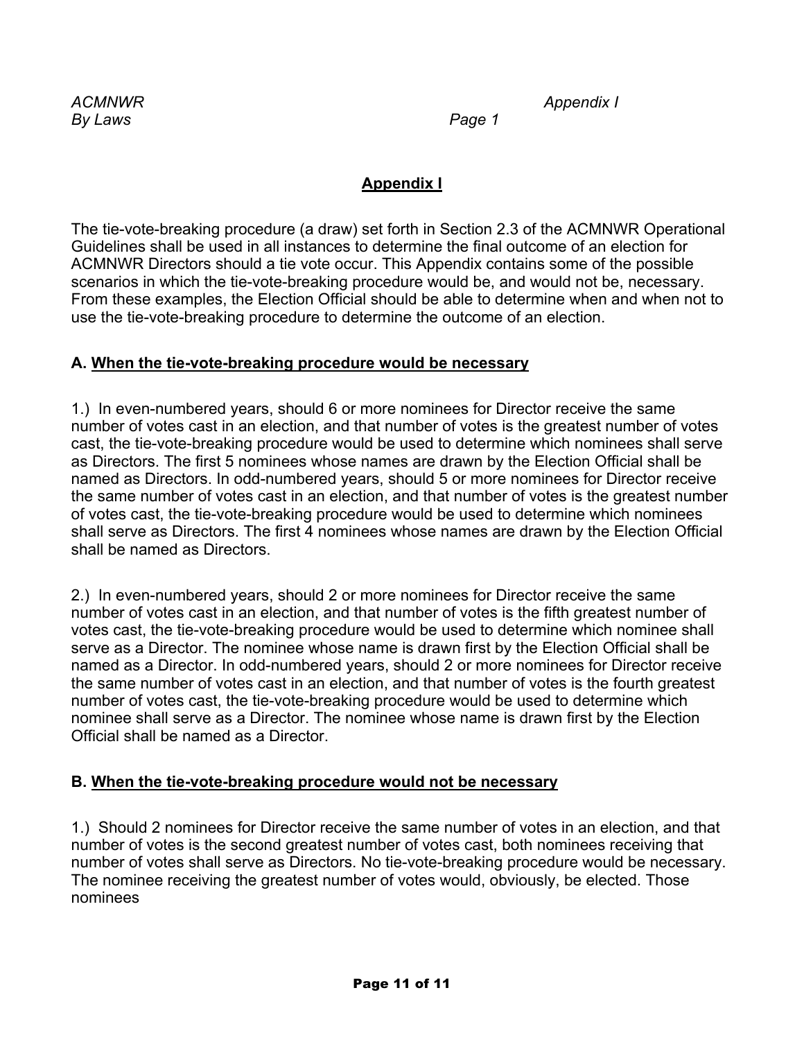## Appendix I

The tie-vote-breaking procedure (a draw) set forth in Section 2.3 of the ACMNWR Operational Guidelines shall be used in all instances to determine the final outcome of an election for ACMNWR Directors should a tie vote occur. This Appendix contains some of the possible scenarios in which the tie-vote-breaking procedure would be, and would not be, necessary. From these examples, the Election Official should be able to determine when and when not to use the tie-vote-breaking procedure to determine the outcome of an election.

### A. When the tie-vote-breaking procedure would be necessary

1.) In even-numbered years, should 6 or more nominees for Director receive the same number of votes cast in an election, and that number of votes is the greatest number of votes cast, the tie-vote-breaking procedure would be used to determine which nominees shall serve as Directors. The first 5 nominees whose names are drawn by the Election Official shall be named as Directors. In odd-numbered years, should 5 or more nominees for Director receive the same number of votes cast in an election, and that number of votes is the greatest number of votes cast, the tie-vote-breaking procedure would be used to determine which nominees shall serve as Directors. The first 4 nominees whose names are drawn by the Election Official shall be named as Directors.

2.) In even-numbered years, should 2 or more nominees for Director receive the same number of votes cast in an election, and that number of votes is the fifth greatest number of votes cast, the tie-vote-breaking procedure would be used to determine which nominee shall serve as a Director. The nominee whose name is drawn first by the Election Official shall be named as a Director. In odd-numbered years, should 2 or more nominees for Director receive the same number of votes cast in an election, and that number of votes is the fourth greatest number of votes cast, the tie-vote-breaking procedure would be used to determine which nominee shall serve as a Director. The nominee whose name is drawn first by the Election Official shall be named as a Director.

### B. When the tie-vote-breaking procedure would not be necessary

1.) Should 2 nominees for Director receive the same number of votes in an election, and that number of votes is the second greatest number of votes cast, both nominees receiving that number of votes shall serve as Directors. No tie-vote-breaking procedure would be necessary. The nominee receiving the greatest number of votes would, obviously, be elected. Those nominees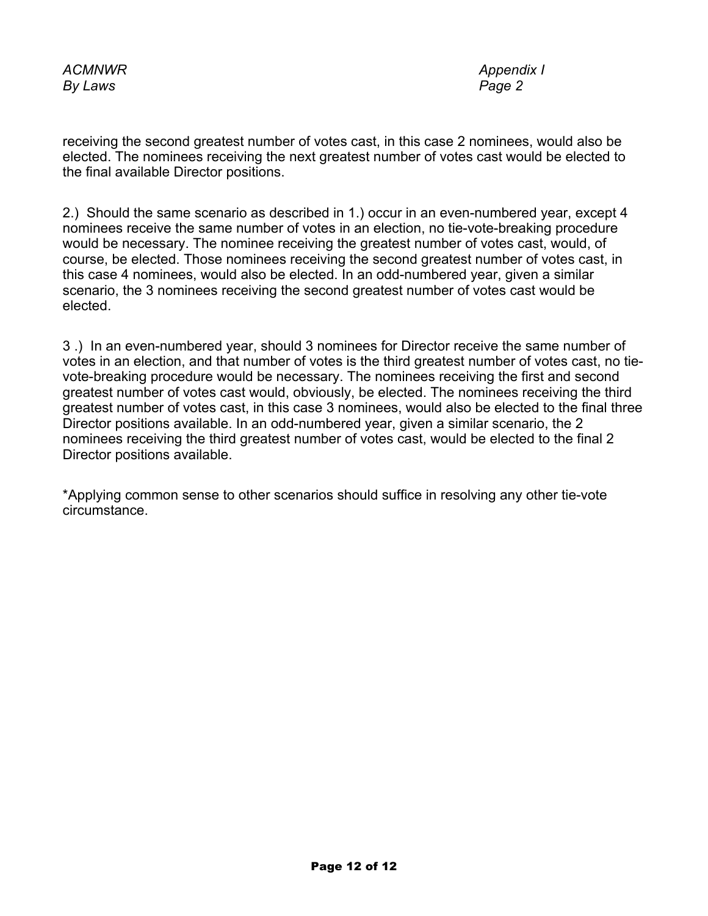receiving the second greatest number of votes cast, in this case 2 nominees, would also be elected. The nominees receiving the next greatest number of votes cast would be elected to the final available Director positions.

2.) Should the same scenario as described in 1.) occur in an even-numbered year, except 4 nominees receive the same number of votes in an election, no tie-vote-breaking procedure would be necessary. The nominee receiving the greatest number of votes cast, would, of course, be elected. Those nominees receiving the second greatest number of votes cast, in this case 4 nominees, would also be elected. In an odd-numbered year, given a similar scenario, the 3 nominees receiving the second greatest number of votes cast would be elected.

3 .) In an even-numbered year, should 3 nominees for Director receive the same number of votes in an election, and that number of votes is the third greatest number of votes cast, no tie-vote-breaking procedure would be necessary. The nominees receiving the first and second greatest number of votes cast would, obviously, be elected. The nominees receiving the third greatest number of votes cast, in this case 3 nominees, would also be elected to the final three Director positions available. In an odd-numbered year, given a similar scenario, the 2 nominees receiving the third greatest number of votes cast, would be elected to the final 2 Director positions available.

*Applying common sense to other scenarios should suffice in resolving any other tie-vote circumstance.